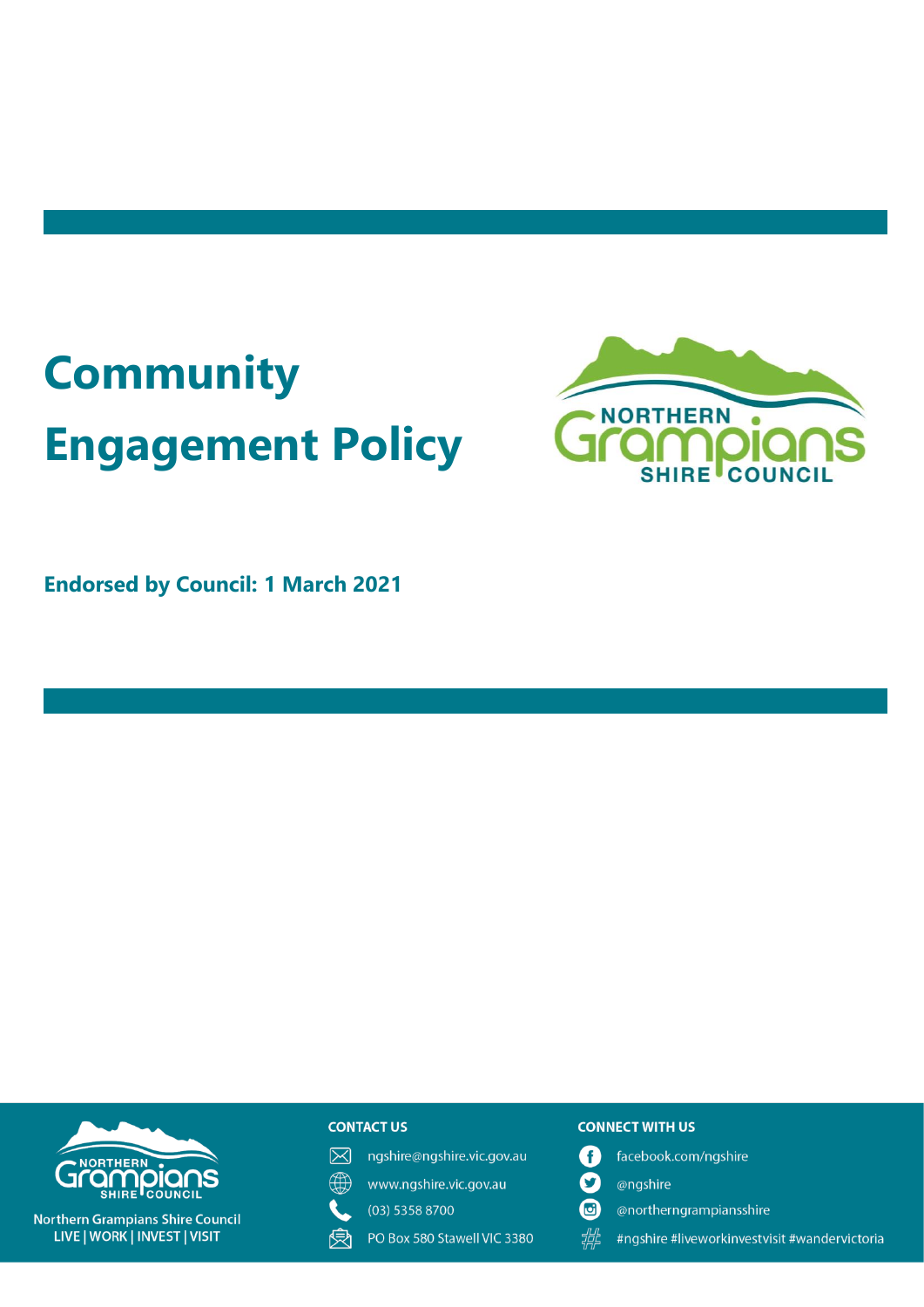# Community Engagement Policy

**Endorsed by Council: 1 March 2021**

Northern Grampians Shire Council
LIVE | WORK | INVEST | VISIT

**CONTACT US**

- ngshire@ngshire.vic.gov.au
- www.ngshire.vic.gov.au
- (03) 5358 8700
- PO Box 580 Stawell VIC 3380

**CONNECT WITH US**

- facebook.com/ngshire
- @ngshire
- @northerngrampiansshire
- #ngshire #liveworkinvestvisit #wandervictoria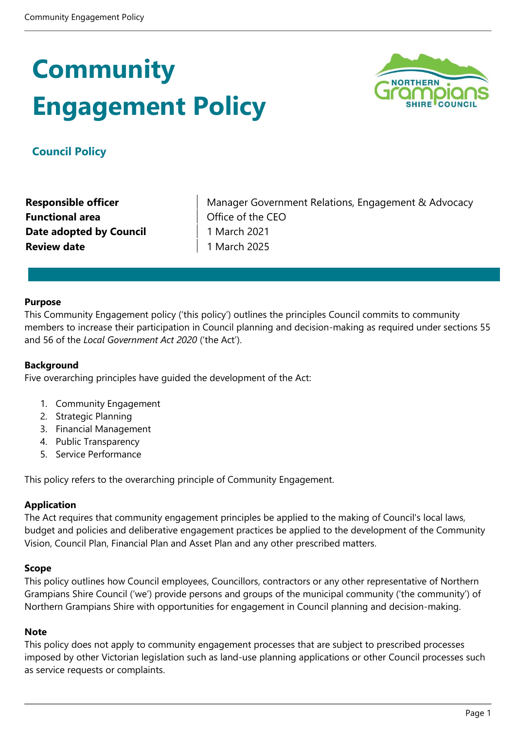# Community Engagement Policy

## Council Policy

| | |
|---|---|
| **Responsible officer** | Manager Government Relations, Engagement & Advocacy |
| **Functional area** | Office of the CEO |
| **Date adopted by Council** | 1 March 2021 |
| **Review date** | 1 March 2025 |

**Purpose**
This Community Engagement policy ('this policy') outlines the principles Council commits to community members to increase their participation in Council planning and decision-making as required under sections 55 and 56 of the *Local Government Act 2020* ('the Act').

**Background**
Five overarching principles have guided the development of the Act:

1. Community Engagement
2. Strategic Planning
3. Financial Management
4. Public Transparency
5. Service Performance

This policy refers to the overarching principle of Community Engagement.

**Application**
The Act requires that community engagement principles be applied to the making of Council's local laws, budget and policies and deliberative engagement practices be applied to the development of the Community Vision, Council Plan, Financial Plan and Asset Plan and any other prescribed matters.

**Scope**
This policy outlines how Council employees, Councillors, contractors or any other representative of Northern Grampians Shire Council ('we') provide persons and groups of the municipal community ('the community') of Northern Grampians Shire with opportunities for engagement in Council planning and decision-making.

**Note**
This policy does not apply to community engagement processes that are subject to prescribed processes imposed by other Victorian legislation such as land-use planning applications or other Council processes such as service requests or complaints.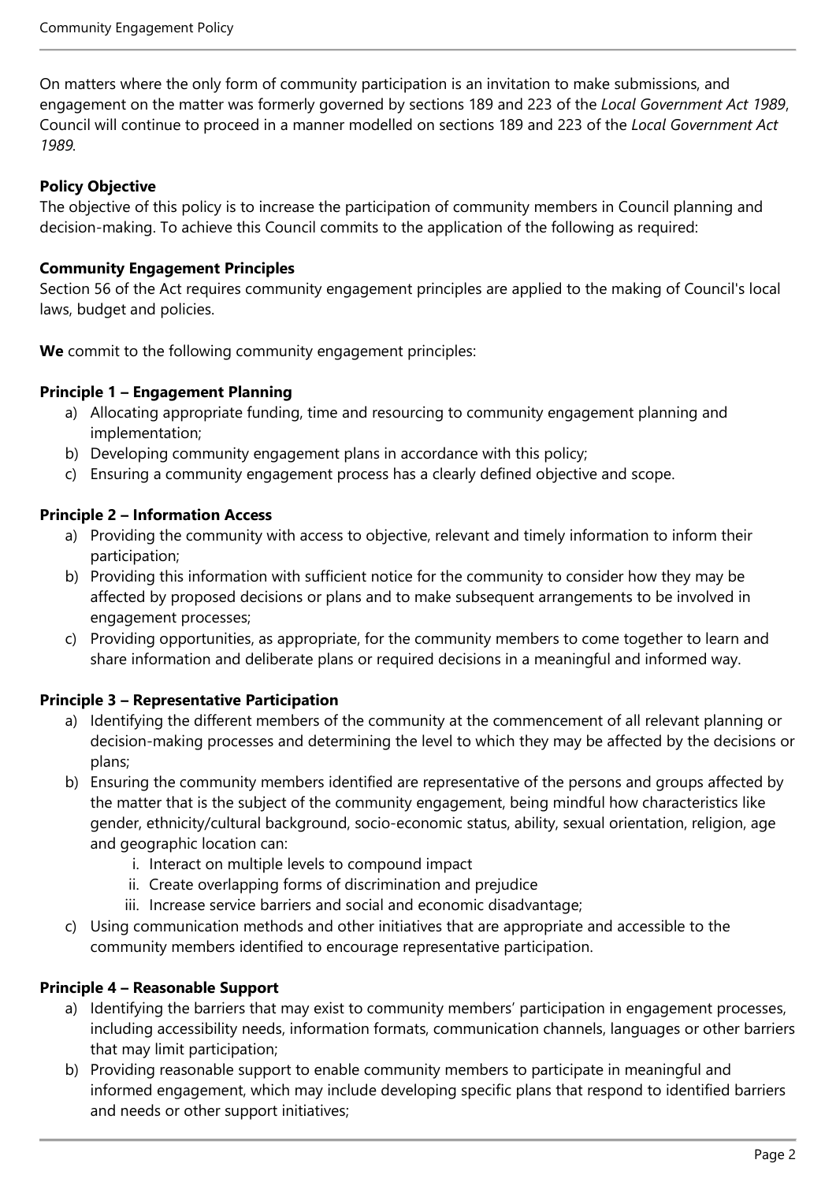On matters where the only form of community participation is an invitation to make submissions, and engagement on the matter was formerly governed by sections 189 and 223 of the *Local Government Act 1989*, Council will continue to proceed in a manner modelled on sections 189 and 223 of the *Local Government Act 1989*.

**Policy Objective**

The objective of this policy is to increase the participation of community members in Council planning and decision-making. To achieve this Council commits to the application of the following as required:

**Community Engagement Principles**

Section 56 of the Act requires community engagement principles are applied to the making of Council's local laws, budget and policies.

**We** commit to the following community engagement principles:

**Principle 1 – Engagement Planning**

a) Allocating appropriate funding, time and resourcing to community engagement planning and implementation;
b) Developing community engagement plans in accordance with this policy;
c) Ensuring a community engagement process has a clearly defined objective and scope.

**Principle 2 – Information Access**

a) Providing the community with access to objective, relevant and timely information to inform their participation;
b) Providing this information with sufficient notice for the community to consider how they may be affected by proposed decisions or plans and to make subsequent arrangements to be involved in engagement processes;
c) Providing opportunities, as appropriate, for the community members to come together to learn and share information and deliberate plans or required decisions in a meaningful and informed way.

**Principle 3 – Representative Participation**

a) Identifying the different members of the community at the commencement of all relevant planning or decision-making processes and determining the level to which they may be affected by the decisions or plans;
b) Ensuring the community members identified are representative of the persons and groups affected by the matter that is the subject of the community engagement, being mindful how characteristics like gender, ethnicity/cultural background, socio-economic status, ability, sexual orientation, religion, age and geographic location can:
    i. Interact on multiple levels to compound impact
    ii. Create overlapping forms of discrimination and prejudice
    iii. Increase service barriers and social and economic disadvantage;
c) Using communication methods and other initiatives that are appropriate and accessible to the community members identified to encourage representative participation.

**Principle 4 – Reasonable Support**

a) Identifying the barriers that may exist to community members' participation in engagement processes, including accessibility needs, information formats, communication channels, languages or other barriers that may limit participation;
b) Providing reasonable support to enable community members to participate in meaningful and informed engagement, which may include developing specific plans that respond to identified barriers and needs or other support initiatives;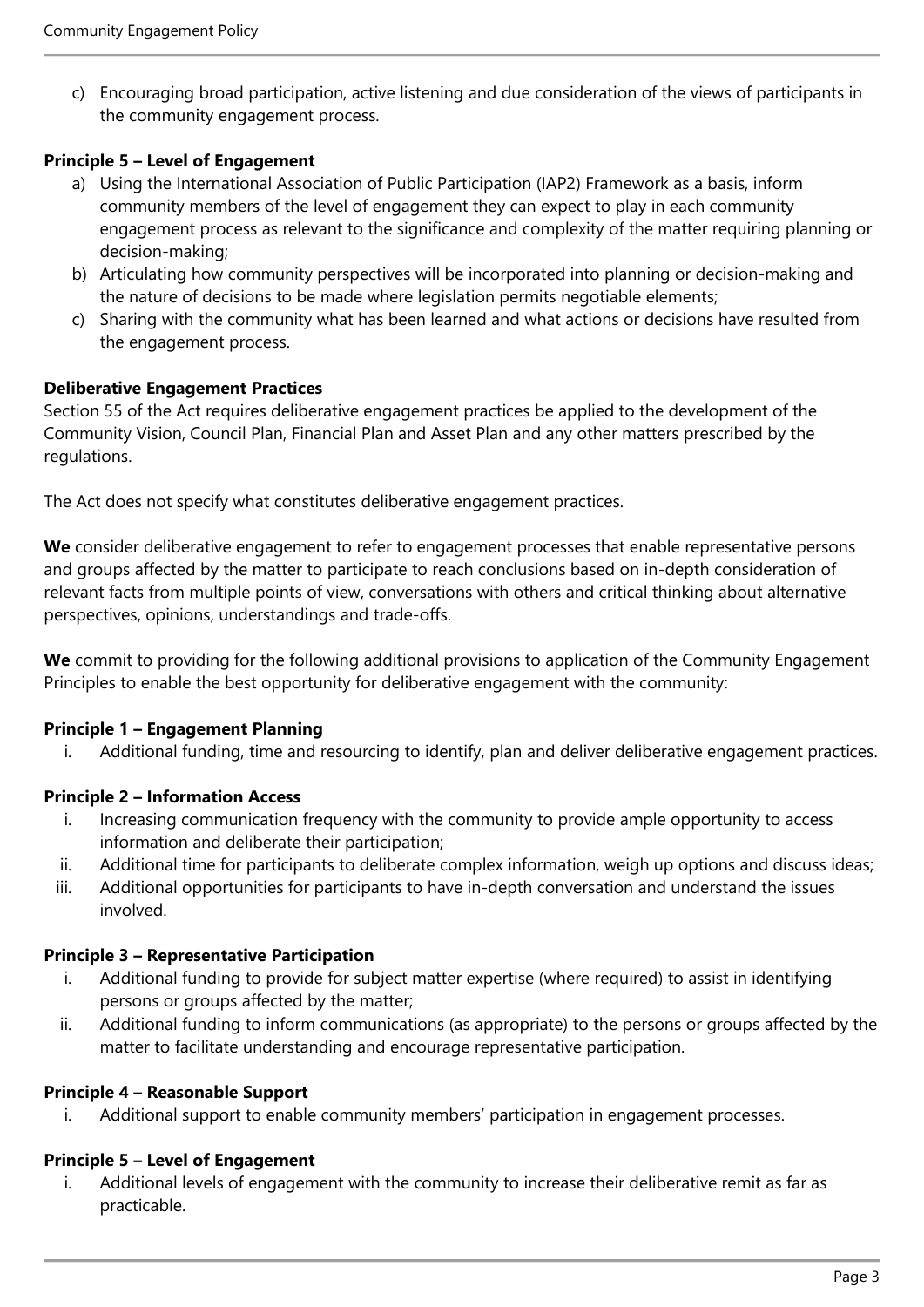c) Encouraging broad participation, active listening and due consideration of the views of participants in the community engagement process.

**Principle 5 – Level of Engagement**

a) Using the International Association of Public Participation (IAP2) Framework as a basis, inform community members of the level of engagement they can expect to play in each community engagement process as relevant to the significance and complexity of the matter requiring planning or decision-making;

b) Articulating how community perspectives will be incorporated into planning or decision-making and the nature of decisions to be made where legislation permits negotiable elements;

c) Sharing with the community what has been learned and what actions or decisions have resulted from the engagement process.

**Deliberative Engagement Practices**

Section 55 of the Act requires deliberative engagement practices be applied to the development of the Community Vision, Council Plan, Financial Plan and Asset Plan and any other matters prescribed by the regulations.

The Act does not specify what constitutes deliberative engagement practices.

**We** consider deliberative engagement to refer to engagement processes that enable representative persons and groups affected by the matter to participate to reach conclusions based on in-depth consideration of relevant facts from multiple points of view, conversations with others and critical thinking about alternative perspectives, opinions, understandings and trade-offs.

**We** commit to providing for the following additional provisions to application of the Community Engagement Principles to enable the best opportunity for deliberative engagement with the community:

**Principle 1 – Engagement Planning**

i. Additional funding, time and resourcing to identify, plan and deliver deliberative engagement practices.

**Principle 2 – Information Access**

i. Increasing communication frequency with the community to provide ample opportunity to access information and deliberate their participation;

ii. Additional time for participants to deliberate complex information, weigh up options and discuss ideas;

iii. Additional opportunities for participants to have in-depth conversation and understand the issues involved.

**Principle 3 – Representative Participation**

i. Additional funding to provide for subject matter expertise (where required) to assist in identifying persons or groups affected by the matter;

ii. Additional funding to inform communications (as appropriate) to the persons or groups affected by the matter to facilitate understanding and encourage representative participation.

**Principle 4 – Reasonable Support**

i. Additional support to enable community members' participation in engagement processes.

**Principle 5 – Level of Engagement**

i. Additional levels of engagement with the community to increase their deliberative remit as far as practicable.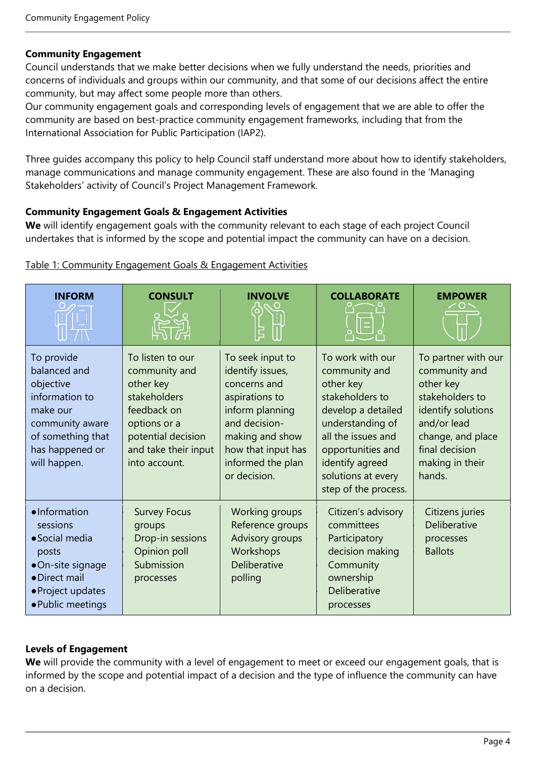**Community Engagement**

Council understands that we make better decisions when we fully understand the needs, priorities and concerns of individuals and groups within our community, and that some of our decisions affect the entire community, but may affect some people more than others.

Our community engagement goals and corresponding levels of engagement that we are able to offer the community are based on best-practice community engagement frameworks, including that from the International Association for Public Participation (IAP2).

Three guides accompany this policy to help Council staff understand more about how to identify stakeholders, manage communications and manage community engagement. These are also found in the 'Managing Stakeholders' activity of Council's Project Management Framework.

**Community Engagement Goals & Engagement Activities**

**We** will identify engagement goals with the community relevant to each stage of each project Council undertakes that is informed by the scope and potential impact the community can have on a decision.

Table 1: Community Engagement Goals & Engagement Activities

| INFORM | CONSULT | INVOLVE | COLLABORATE | EMPOWER |
|---|---|---|---|---|
| To provide balanced and objective information to make our community aware of something that has happened or will happen. | To listen to our community and other key stakeholders feedback on options or a potential decision and take their input into account. | To seek input to identify issues, concerns and aspirations to inform planning and decision-making and show how that input has informed the plan or decision. | To work with our community and other key stakeholders to develop a detailed understanding of all the issues and opportunities and identify agreed solutions at every step of the process. | To partner with our community and other key stakeholders to identify solutions and/or lead change, and place final decision making in their hands. |
| • Information sessions<br>• Social media posts<br>• On-site signage<br>• Direct mail<br>• Project updates<br>• Public meetings | Survey Focus groups<br>Drop-in sessions<br>Opinion poll<br>Submission processes | Working groups<br>Reference groups<br>Advisory groups<br>Workshops<br>Deliberative polling | Citizen's advisory committees<br>Participatory decision making<br>Community ownership<br>Deliberative processes | Citizens juries<br>Deliberative processes<br>Ballots |

**Levels of Engagement**

**We** will provide the community with a level of engagement to meet or exceed our engagement goals, that is informed by the scope and potential impact of a decision and the type of influence the community can have on a decision.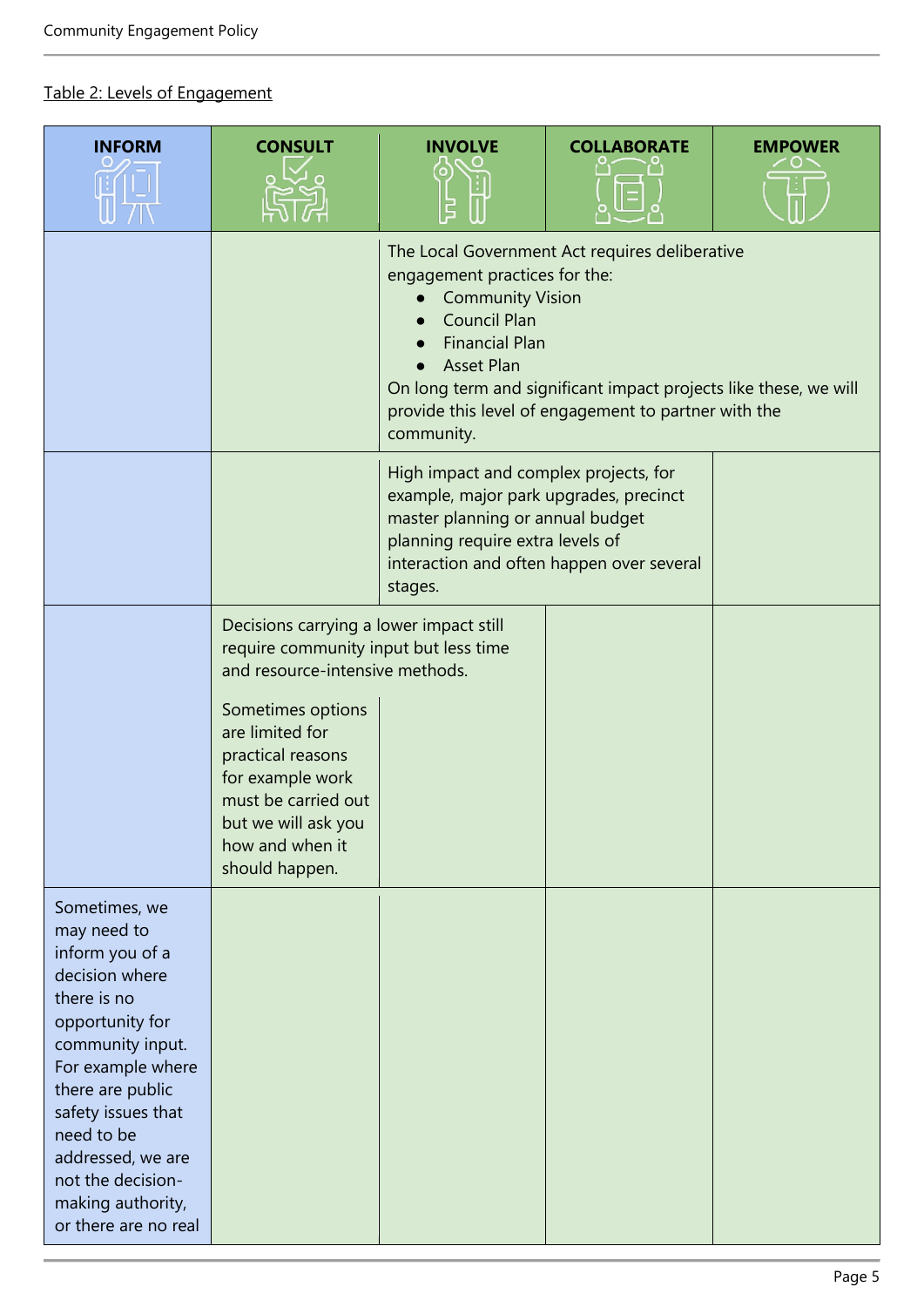Table 2: Levels of Engagement

| INFORM | CONSULT | INVOLVE | COLLABORATE | EMPOWER |
|---|---|---|---|---|
| | | The Local Government Act requires deliberative engagement practices for the:<br>• Community Vision<br>• Council Plan<br>• Financial Plan<br>• Asset Plan<br>On long term and significant impact projects like these, we will provide this level of engagement to partner with the community. | | |
| | | High impact and complex projects, for example, major park upgrades, precinct master planning or annual budget planning require extra levels of interaction and often happen over several stages. | | |
| | Decisions carrying a lower impact still require community input but less time and resource-intensive methods.<br><br>Sometimes options are limited for practical reasons for example work must be carried out but we will ask you how and when it should happen. | | | |
| Sometimes, we may need to inform you of a decision where there is no opportunity for community input. For example where there are public safety issues that need to be addressed, we are not the decision-making authority, or there are no real | | | | |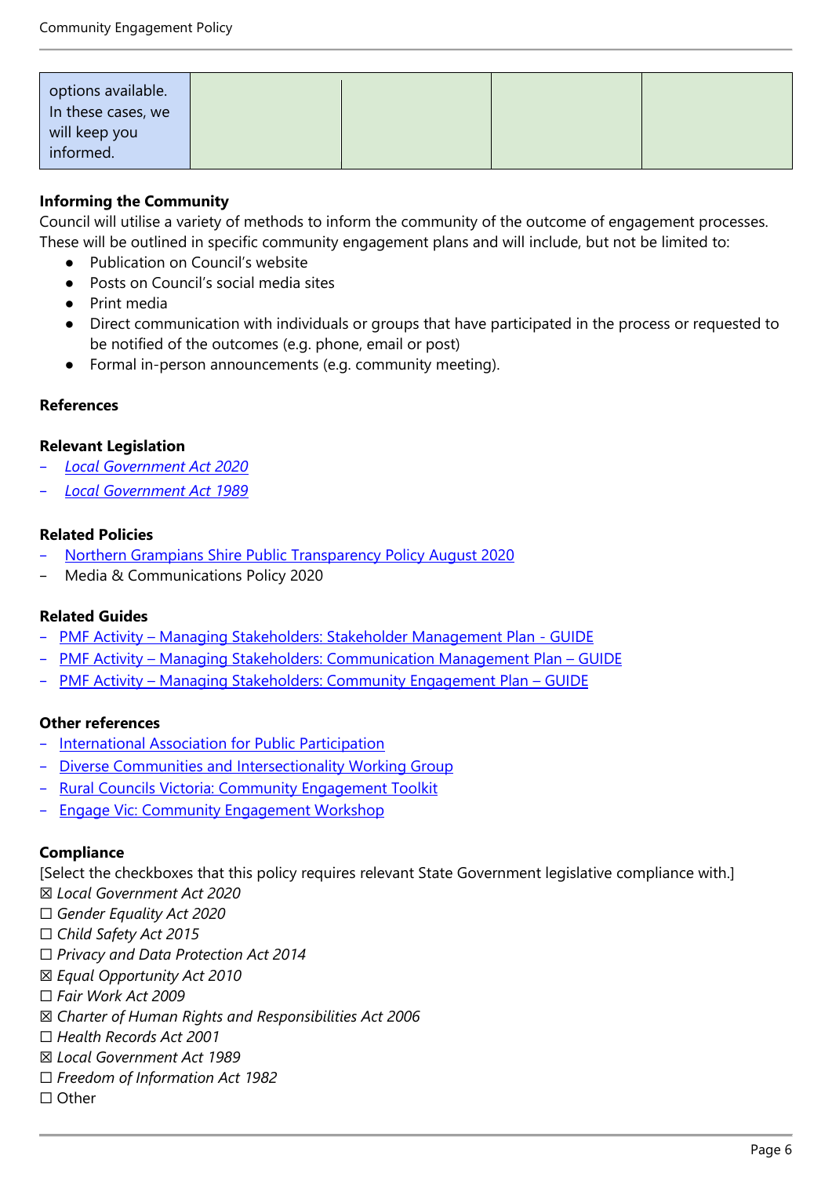| options available. In these cases, we will keep you informed. | | | | |
|---|---|---|---|---|

**Informing the Community**

Council will utilise a variety of methods to inform the community of the outcome of engagement processes. These will be outlined in specific community engagement plans and will include, but not be limited to:

- Publication on Council's website
- Posts on Council's social media sites
- Print media
- Direct communication with individuals or groups that have participated in the process or requested to be notified of the outcomes (e.g. phone, email or post)
- Formal in-person announcements (e.g. community meeting).

**References**

**Relevant Legislation**

- *Local Government Act 2020*
- *Local Government Act 1989*

**Related Policies**

- Northern Grampians Shire Public Transparency Policy August 2020
- Media & Communications Policy 2020

**Related Guides**

- PMF Activity – Managing Stakeholders: Stakeholder Management Plan - GUIDE
- PMF Activity – Managing Stakeholders: Communication Management Plan – GUIDE
- PMF Activity – Managing Stakeholders: Community Engagement Plan – GUIDE

**Other references**

- International Association for Public Participation
- Diverse Communities and Intersectionality Working Group
- Rural Councils Victoria: Community Engagement Toolkit
- Engage Vic: Community Engagement Workshop

**Compliance**

[Select the checkboxes that this policy requires relevant State Government legislative compliance with.]

☒ *Local Government Act 2020*
☐ *Gender Equality Act 2020*
☐ *Child Safety Act 2015*
☐ *Privacy and Data Protection Act 2014*
☒ *Equal Opportunity Act 2010*
☐ *Fair Work Act 2009*
☒ *Charter of Human Rights and Responsibilities Act 2006*
☐ *Health Records Act 2001*
☒ *Local Government Act 1989*
☐ *Freedom of Information Act 1982*
☐ Other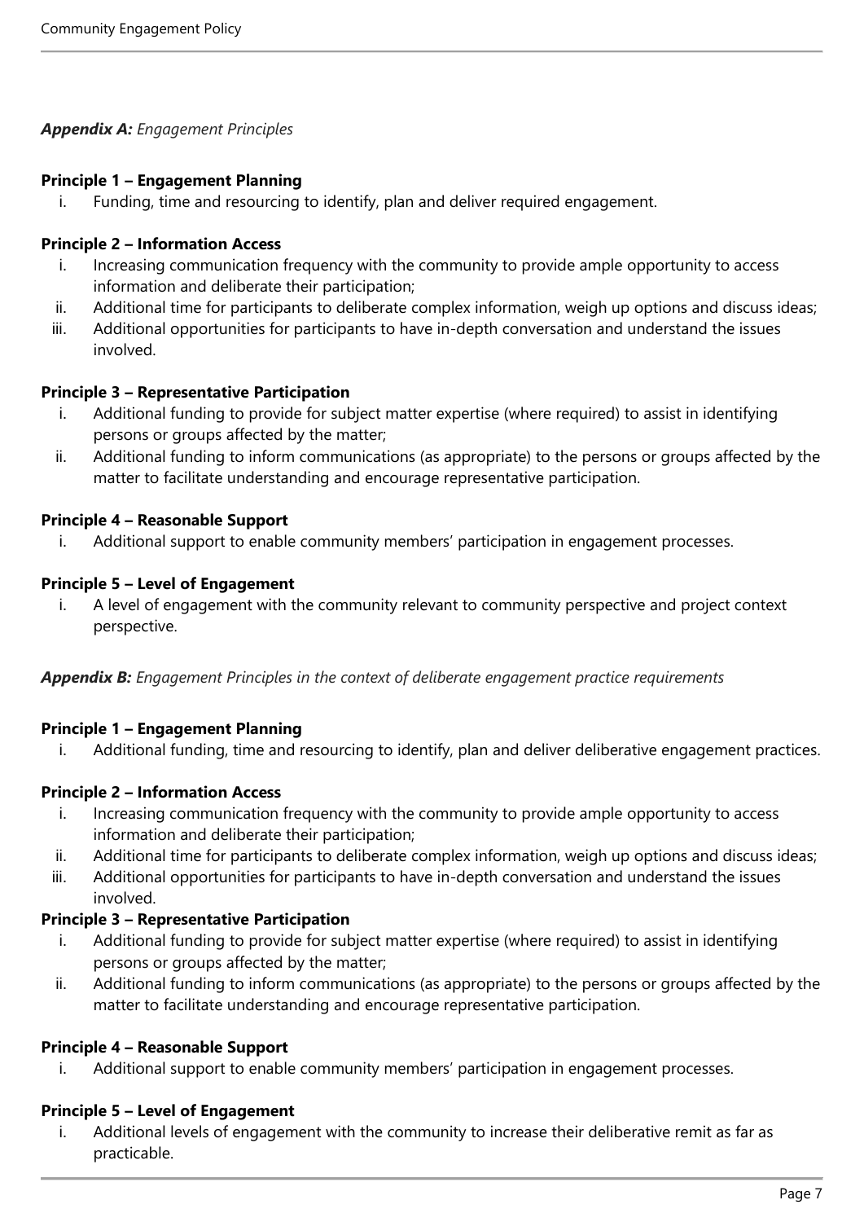***Appendix A:*** *Engagement Principles*

**Principle 1 – Engagement Planning**

i. Funding, time and resourcing to identify, plan and deliver required engagement.

**Principle 2 – Information Access**

i. Increasing communication frequency with the community to provide ample opportunity to access information and deliberate their participation;
ii. Additional time for participants to deliberate complex information, weigh up options and discuss ideas;
iii. Additional opportunities for participants to have in-depth conversation and understand the issues involved.

**Principle 3 – Representative Participation**

i. Additional funding to provide for subject matter expertise (where required) to assist in identifying persons or groups affected by the matter;
ii. Additional funding to inform communications (as appropriate) to the persons or groups affected by the matter to facilitate understanding and encourage representative participation.

**Principle 4 – Reasonable Support**

i. Additional support to enable community members' participation in engagement processes.

**Principle 5 – Level of Engagement**

i. A level of engagement with the community relevant to community perspective and project context perspective.

***Appendix B:*** *Engagement Principles in the context of deliberate engagement practice requirements*

**Principle 1 – Engagement Planning**

i. Additional funding, time and resourcing to identify, plan and deliver deliberative engagement practices.

**Principle 2 – Information Access**

i. Increasing communication frequency with the community to provide ample opportunity to access information and deliberate their participation;
ii. Additional time for participants to deliberate complex information, weigh up options and discuss ideas;
iii. Additional opportunities for participants to have in-depth conversation and understand the issues involved.

**Principle 3 – Representative Participation**

i. Additional funding to provide for subject matter expertise (where required) to assist in identifying persons or groups affected by the matter;
ii. Additional funding to inform communications (as appropriate) to the persons or groups affected by the matter to facilitate understanding and encourage representative participation.

**Principle 4 – Reasonable Support**

i. Additional support to enable community members' participation in engagement processes.

**Principle 5 – Level of Engagement**

i. Additional levels of engagement with the community to increase their deliberative remit as far as practicable.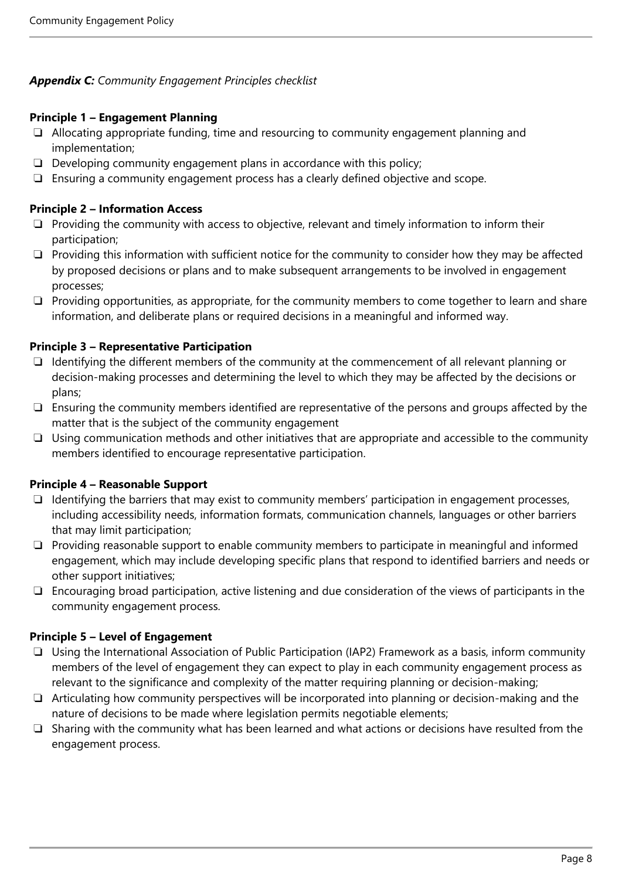***Appendix C:*** *Community Engagement Principles checklist*

**Principle 1 – Engagement Planning**

- ❑ Allocating appropriate funding, time and resourcing to community engagement planning and implementation;
- ❑ Developing community engagement plans in accordance with this policy;
- ❑ Ensuring a community engagement process has a clearly defined objective and scope.

**Principle 2 – Information Access**

- ❑ Providing the community with access to objective, relevant and timely information to inform their participation;
- ❑ Providing this information with sufficient notice for the community to consider how they may be affected by proposed decisions or plans and to make subsequent arrangements to be involved in engagement processes;
- ❑ Providing opportunities, as appropriate, for the community members to come together to learn and share information, and deliberate plans or required decisions in a meaningful and informed way.

**Principle 3 – Representative Participation**

- ❑ Identifying the different members of the community at the commencement of all relevant planning or decision-making processes and determining the level to which they may be affected by the decisions or plans;
- ❑ Ensuring the community members identified are representative of the persons and groups affected by the matter that is the subject of the community engagement
- ❑ Using communication methods and other initiatives that are appropriate and accessible to the community members identified to encourage representative participation.

**Principle 4 – Reasonable Support**

- ❑ Identifying the barriers that may exist to community members' participation in engagement processes, including accessibility needs, information formats, communication channels, languages or other barriers that may limit participation;
- ❑ Providing reasonable support to enable community members to participate in meaningful and informed engagement, which may include developing specific plans that respond to identified barriers and needs or other support initiatives;
- ❑ Encouraging broad participation, active listening and due consideration of the views of participants in the community engagement process.

**Principle 5 – Level of Engagement**

- ❑ Using the International Association of Public Participation (IAP2) Framework as a basis, inform community members of the level of engagement they can expect to play in each community engagement process as relevant to the significance and complexity of the matter requiring planning or decision-making;
- ❑ Articulating how community perspectives will be incorporated into planning or decision-making and the nature of decisions to be made where legislation permits negotiable elements;
- ❑ Sharing with the community what has been learned and what actions or decisions have resulted from the engagement process.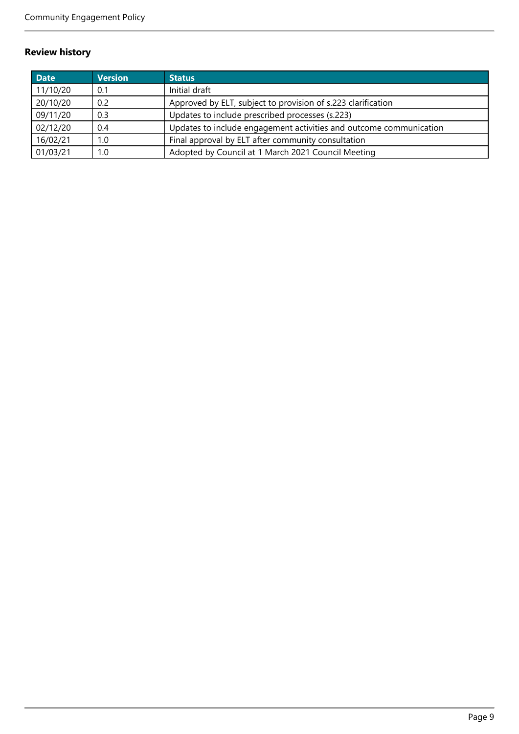**Review history**

| Date | Version | Status |
|---|---|---|
| 11/10/20 | 0.1 | Initial draft |
| 20/10/20 | 0.2 | Approved by ELT, subject to provision of s.223 clarification |
| 09/11/20 | 0.3 | Updates to include prescribed processes (s.223) |
| 02/12/20 | 0.4 | Updates to include engagement activities and outcome communication |
| 16/02/21 | 1.0 | Final approval by ELT after community consultation |
| 01/03/21 | 1.0 | Adopted by Council at 1 March 2021 Council Meeting |